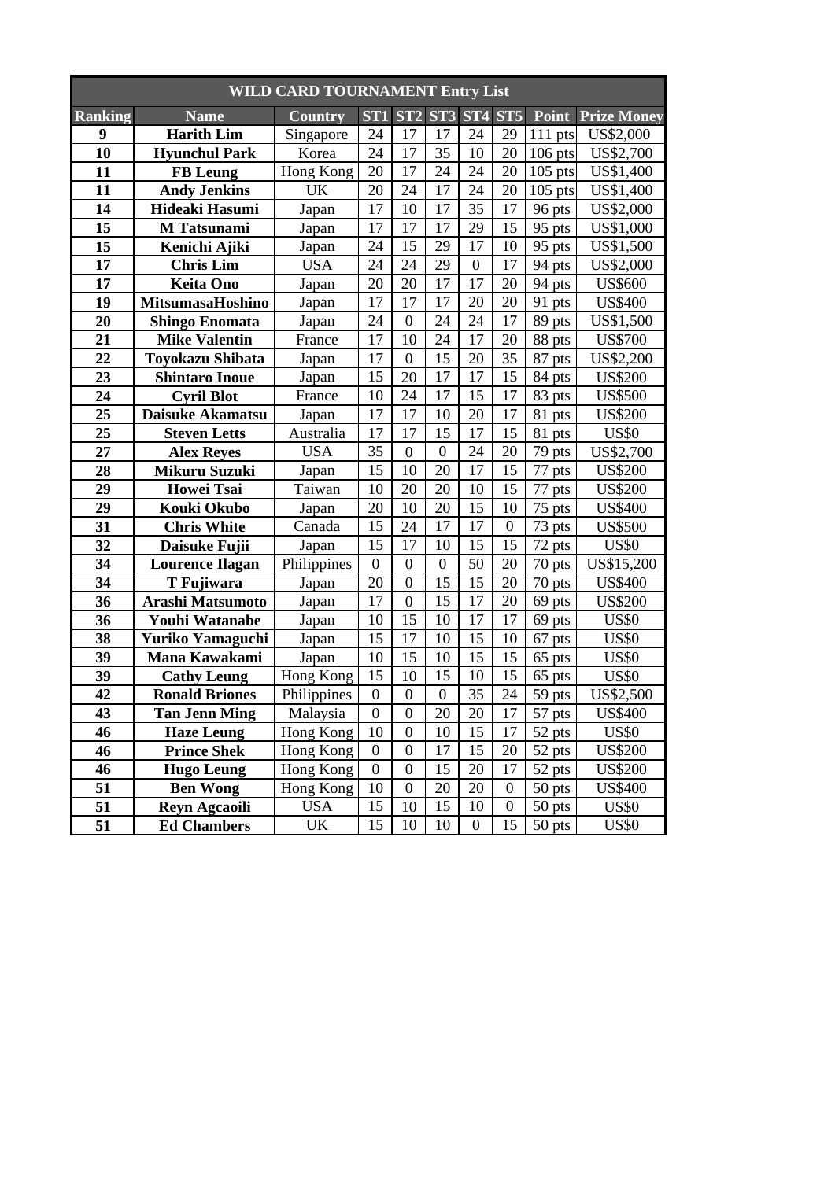| WILD CARD TOURNAMENT Entry List | | | | | | | | | |
|---|---|---|---|---|---|---|---|---|---|
| **Ranking** | **Name** | **Country** | **ST1** | **ST2** | **ST3** | **ST4** | **ST5** | **Point** | **Prize Money** |
| **9** | **Harith Lim** | Singapore | 24 | 17 | 17 | 24 | 29 | 111 pts | US$2,000 |
| **10** | **Hyunchul Park** | Korea | 24 | 17 | 35 | 10 | 20 | 106 pts | US$2,700 |
| **11** | **FB Leung** | Hong Kong | 20 | 17 | 24 | 24 | 20 | 105 pts | US$1,400 |
| **11** | **Andy Jenkins** | UK | 20 | 24 | 17 | 24 | 20 | 105 pts | US$1,400 |
| **14** | **Hideaki Hasumi** | Japan | 17 | 10 | 17 | 35 | 17 | 96 pts | US$2,000 |
| **15** | **M Tatsunami** | Japan | 17 | 17 | 17 | 29 | 15 | 95 pts | US$1,000 |
| **15** | **Kenichi Ajiki** | Japan | 24 | 15 | 29 | 17 | 10 | 95 pts | US$1,500 |
| **17** | **Chris Lim** | USA | 24 | 24 | 29 | 0 | 17 | 94 pts | US$2,000 |
| **17** | **Keita Ono** | Japan | 20 | 20 | 17 | 17 | 20 | 94 pts | US$600 |
| **19** | **MitsumasaHoshino** | Japan | 17 | 17 | 17 | 20 | 20 | 91 pts | US$400 |
| **20** | **Shingo Enomata** | Japan | 24 | 0 | 24 | 24 | 17 | 89 pts | US$1,500 |
| **21** | **Mike Valentin** | France | 17 | 10 | 24 | 17 | 20 | 88 pts | US$700 |
| **22** | **Toyokazu Shibata** | Japan | 17 | 0 | 15 | 20 | 35 | 87 pts | US$2,200 |
| **23** | **Shintaro Inoue** | Japan | 15 | 20 | 17 | 17 | 15 | 84 pts | US$200 |
| **24** | **Cyril Blot** | France | 10 | 24 | 17 | 15 | 17 | 83 pts | US$500 |
| **25** | **Daisuke Akamatsu** | Japan | 17 | 17 | 10 | 20 | 17 | 81 pts | US$200 |
| **25** | **Steven Letts** | Australia | 17 | 17 | 15 | 17 | 15 | 81 pts | US$0 |
| **27** | **Alex Reyes** | USA | 35 | 0 | 0 | 24 | 20 | 79 pts | US$2,700 |
| **28** | **Mikuru Suzuki** | Japan | 15 | 10 | 20 | 17 | 15 | 77 pts | US$200 |
| **29** | **Howei Tsai** | Taiwan | 10 | 20 | 20 | 10 | 15 | 77 pts | US$200 |
| **29** | **Kouki Okubo** | Japan | 20 | 10 | 20 | 15 | 10 | 75 pts | US$400 |
| **31** | **Chris White** | Canada | 15 | 24 | 17 | 17 | 0 | 73 pts | US$500 |
| **32** | **Daisuke Fujii** | Japan | 15 | 17 | 10 | 15 | 15 | 72 pts | US$0 |
| **34** | **Lourence Ilagan** | Philippines | 0 | 0 | 0 | 50 | 20 | 70 pts | US$15,200 |
| **34** | **T Fujiwara** | Japan | 20 | 0 | 15 | 15 | 20 | 70 pts | US$400 |
| **36** | **Arashi Matsumoto** | Japan | 17 | 0 | 15 | 17 | 20 | 69 pts | US$200 |
| **36** | **Youhi Watanabe** | Japan | 10 | 15 | 10 | 17 | 17 | 69 pts | US$0 |
| **38** | **Yuriko Yamaguchi** | Japan | 15 | 17 | 10 | 15 | 10 | 67 pts | US$0 |
| **39** | **Mana Kawakami** | Japan | 10 | 15 | 10 | 15 | 15 | 65 pts | US$0 |
| **39** | **Cathy Leung** | Hong Kong | 15 | 10 | 15 | 10 | 15 | 65 pts | US$0 |
| **42** | **Ronald Briones** | Philippines | 0 | 0 | 0 | 35 | 24 | 59 pts | US$2,500 |
| **43** | **Tan Jenn Ming** | Malaysia | 0 | 0 | 20 | 20 | 17 | 57 pts | US$400 |
| **46** | **Haze Leung** | Hong Kong | 10 | 0 | 10 | 15 | 17 | 52 pts | US$0 |
| **46** | **Prince Shek** | Hong Kong | 0 | 0 | 17 | 15 | 20 | 52 pts | US$200 |
| **46** | **Hugo Leung** | Hong Kong | 0 | 0 | 15 | 20 | 17 | 52 pts | US$200 |
| **51** | **Ben Wong** | Hong Kong | 10 | 0 | 20 | 20 | 0 | 50 pts | US$400 |
| **51** | **Reyn Agcaoili** | USA | 15 | 10 | 15 | 10 | 0 | 50 pts | US$0 |
| **51** | **Ed Chambers** | UK | 15 | 10 | 10 | 0 | 15 | 50 pts | US$0 |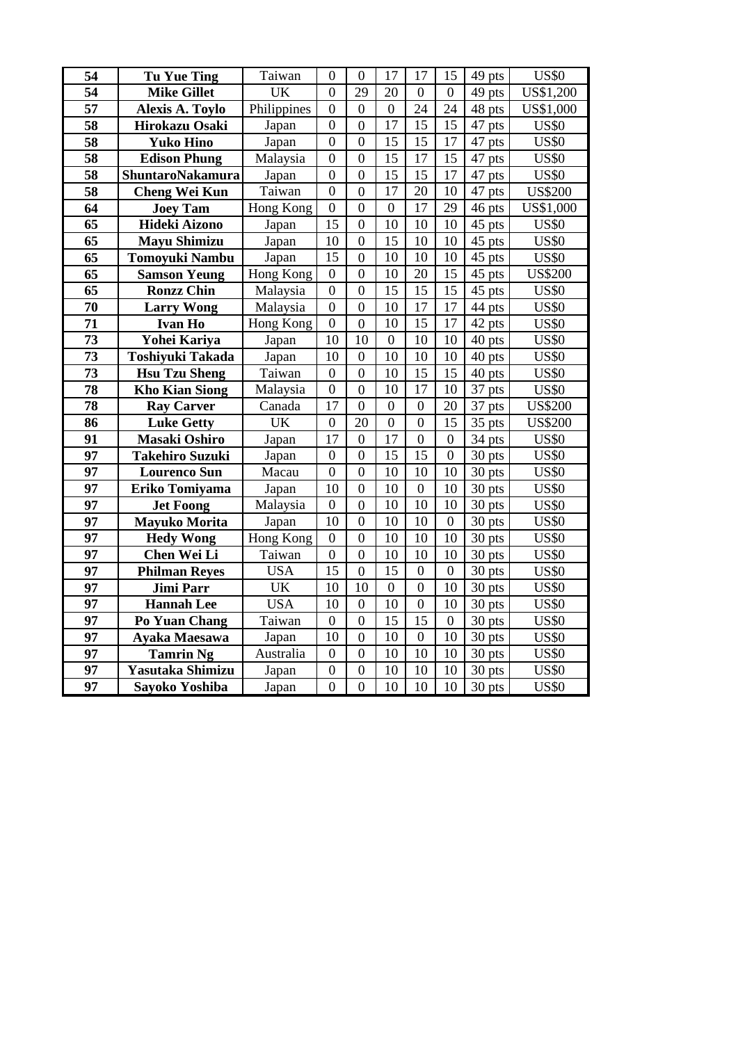| | | | | | | | | | |
|---|---|---|---|---|---|---|---|---|---|
| 54 | **Tu Yue Ting** | Taiwan | 0 | 0 | 17 | 17 | 15 | 49 pts | US$0 |
| 54 | **Mike Gillet** | UK | 0 | 29 | 20 | 0 | 0 | 49 pts | US$1,200 |
| 57 | **Alexis A. Toylo** | Philippines | 0 | 0 | 0 | 24 | 24 | 48 pts | US$1,000 |
| 58 | **Hirokazu Osaki** | Japan | 0 | 0 | 17 | 15 | 15 | 47 pts | US$0 |
| 58 | **Yuko Hino** | Japan | 0 | 0 | 15 | 15 | 17 | 47 pts | US$0 |
| 58 | **Edison Phung** | Malaysia | 0 | 0 | 15 | 17 | 15 | 47 pts | US$0 |
| 58 | **ShuntaroNakamura** | Japan | 0 | 0 | 15 | 15 | 17 | 47 pts | US$0 |
| 58 | **Cheng Wei Kun** | Taiwan | 0 | 0 | 17 | 20 | 10 | 47 pts | US$200 |
| 64 | **Joey Tam** | Hong Kong | 0 | 0 | 0 | 17 | 29 | 46 pts | US$1,000 |
| 65 | **Hideki Aizono** | Japan | 15 | 0 | 10 | 10 | 10 | 45 pts | US$0 |
| 65 | **Mayu Shimizu** | Japan | 10 | 0 | 15 | 10 | 10 | 45 pts | US$0 |
| 65 | **Tomoyuki Nambu** | Japan | 15 | 0 | 10 | 10 | 10 | 45 pts | US$0 |
| 65 | **Samson Yeung** | Hong Kong | 0 | 0 | 10 | 20 | 15 | 45 pts | US$200 |
| 65 | **Ronzz Chin** | Malaysia | 0 | 0 | 15 | 15 | 15 | 45 pts | US$0 |
| 70 | **Larry Wong** | Malaysia | 0 | 0 | 10 | 17 | 17 | 44 pts | US$0 |
| 71 | **Ivan Ho** | Hong Kong | 0 | 0 | 10 | 15 | 17 | 42 pts | US$0 |
| 73 | **Yohei Kariya** | Japan | 10 | 10 | 0 | 10 | 10 | 40 pts | US$0 |
| 73 | **Toshiyuki Takada** | Japan | 10 | 0 | 10 | 10 | 10 | 40 pts | US$0 |
| 73 | **Hsu Tzu Sheng** | Taiwan | 0 | 0 | 10 | 15 | 15 | 40 pts | US$0 |
| 78 | **Kho Kian Siong** | Malaysia | 0 | 0 | 10 | 17 | 10 | 37 pts | US$0 |
| 78 | **Ray Carver** | Canada | 17 | 0 | 0 | 0 | 20 | 37 pts | US$200 |
| 86 | **Luke Getty** | UK | 0 | 20 | 0 | 0 | 15 | 35 pts | US$200 |
| 91 | **Masaki Oshiro** | Japan | 17 | 0 | 17 | 0 | 0 | 34 pts | US$0 |
| 97 | **Takehiro Suzuki** | Japan | 0 | 0 | 15 | 15 | 0 | 30 pts | US$0 |
| 97 | **Lourenco Sun** | Macau | 0 | 0 | 10 | 10 | 10 | 30 pts | US$0 |
| 97 | **Eriko Tomiyama** | Japan | 10 | 0 | 10 | 0 | 10 | 30 pts | US$0 |
| 97 | **Jet Foong** | Malaysia | 0 | 0 | 10 | 10 | 10 | 30 pts | US$0 |
| 97 | **Mayuko Morita** | Japan | 10 | 0 | 10 | 10 | 0 | 30 pts | US$0 |
| 97 | **Hedy Wong** | Hong Kong | 0 | 0 | 10 | 10 | 10 | 30 pts | US$0 |
| 97 | **Chen Wei Li** | Taiwan | 0 | 0 | 10 | 10 | 10 | 30 pts | US$0 |
| 97 | **Philman Reyes** | USA | 15 | 0 | 15 | 0 | 0 | 30 pts | US$0 |
| 97 | **Jimi Parr** | UK | 10 | 10 | 0 | 0 | 10 | 30 pts | US$0 |
| 97 | **Hannah Lee** | USA | 10 | 0 | 10 | 0 | 10 | 30 pts | US$0 |
| 97 | **Po Yuan Chang** | Taiwan | 0 | 0 | 15 | 15 | 0 | 30 pts | US$0 |
| 97 | **Ayaka Maesawa** | Japan | 10 | 0 | 10 | 0 | 10 | 30 pts | US$0 |
| 97 | **Tamrin Ng** | Australia | 0 | 0 | 10 | 10 | 10 | 30 pts | US$0 |
| 97 | **Yasutaka Shimizu** | Japan | 0 | 0 | 10 | 10 | 10 | 30 pts | US$0 |
| 97 | **Sayoko Yoshiba** | Japan | 0 | 0 | 10 | 10 | 10 | 30 pts | US$0 |